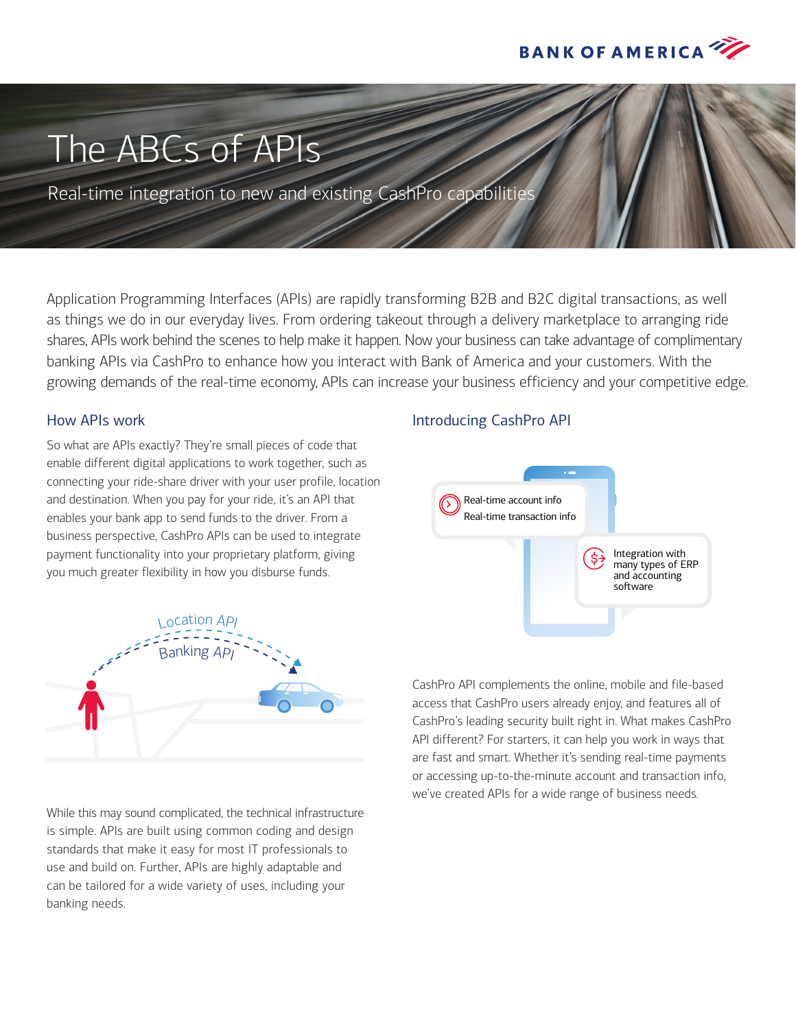# The ABCs of APIs

Real-time integration to new and existing CashPro capabilities

Application Programming Interfaces (APIs) are rapidly transforming B2B and B2C digital transactions, as well as things we do in our everyday lives. From ordering takeout through a delivery marketplace to arranging ride shares, APIs work behind the scenes to help make it happen. Now your business can take advantage of complimentary banking APIs via CashPro to enhance how you interact with Bank of America and your customers. With the growing demands of the real-time economy, APIs can increase your business efficiency and your competitive edge.

## How APIs work

So what are APIs exactly? They're small pieces of code that enable different digital applications to work together, such as connecting your ride-share driver with your user profile, location and destination. When you pay for your ride, it's an API that enables your bank app to send funds to the driver. From a business perspective, CashPro APIs can be used to integrate payment functionality into your proprietary platform, giving you much greater flexibility in how you disburse funds.

Location API

Banking API

While this may sound complicated, the technical infrastructure is simple. APIs are built using common coding and design standards that make it easy for most IT professionals to use and build on. Further, APIs are highly adaptable and can be tailored for a wide variety of uses, including your banking needs.

## Introducing CashPro API

- Real-time account info
- Real-time transaction info
- Integration with many types of ERP and accounting software

CashPro API complements the online, mobile and file-based access that CashPro users already enjoy, and features all of CashPro's leading security built right in. What makes CashPro API different? For starters, it can help you work in ways that are fast and smart. Whether it's sending real-time payments or accessing up-to-the-minute account and transaction info, we've created APIs for a wide range of business needs.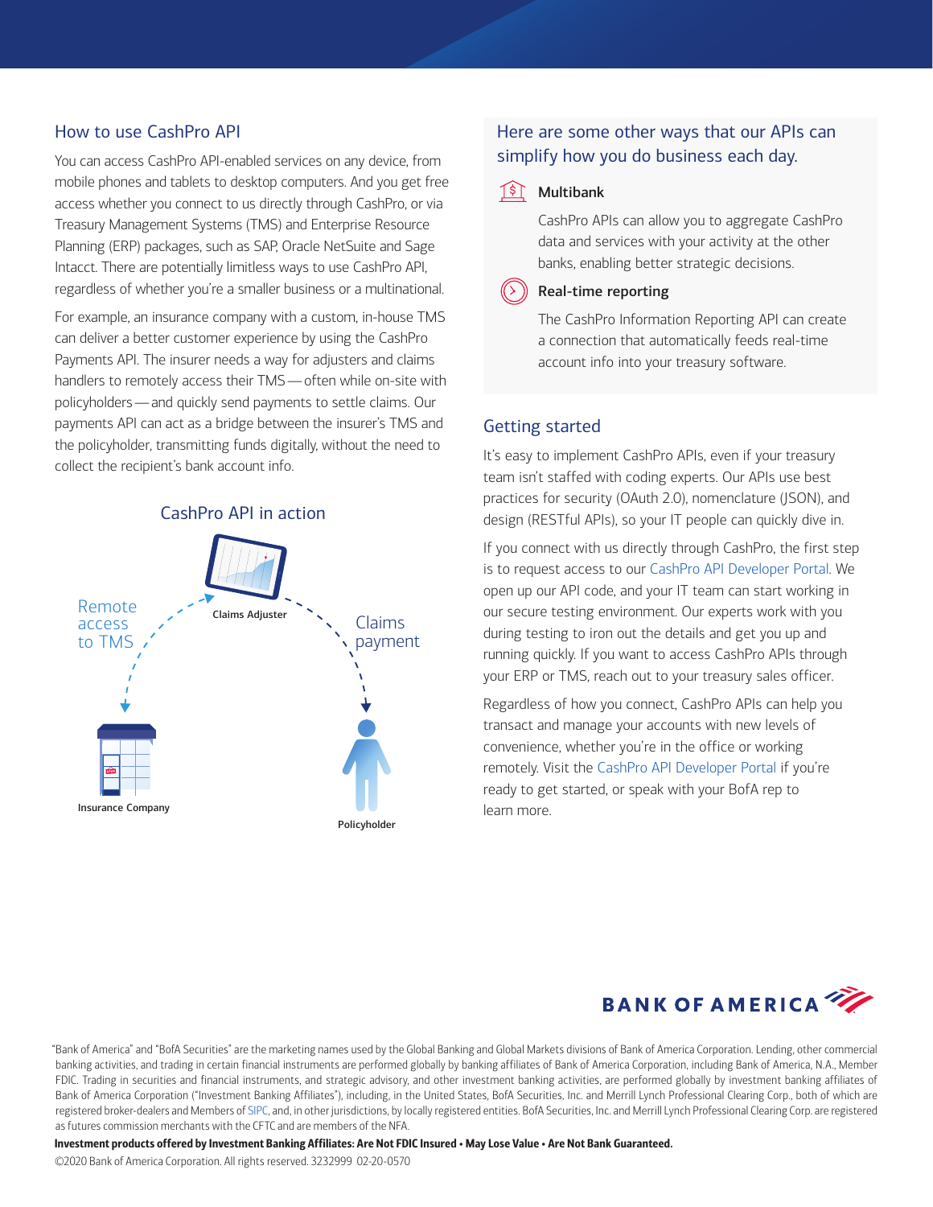## How to use CashPro API

You can access CashPro API-enabled services on any device, from mobile phones and tablets to desktop computers. And you get free access whether you connect to us directly through CashPro, or via Treasury Management Systems (TMS) and Enterprise Resource Planning (ERP) packages, such as SAP, Oracle NetSuite and Sage Intacct. There are potentially limitless ways to use CashPro API, regardless of whether you're a smaller business or a multinational.

For example, an insurance company with a custom, in-house TMS can deliver a better customer experience by using the CashPro Payments API. The insurer needs a way for adjusters and claims handlers to remotely access their TMS — often while on-site with policyholders — and quickly send payments to settle claims. Our payments API can act as a bridge between the insurer's TMS and the policyholder, transmitting funds digitally, without the need to collect the recipient's bank account info.

### CashPro API in action

Claims Adjuster

Remote access to TMS

Claims payment

Insurance Company

Policyholder

## Here are some other ways that our APIs can simplify how you do business each day.

**Multibank**

CashPro APIs can allow you to aggregate CashPro data and services with your activity at the other banks, enabling better strategic decisions.

**Real-time reporting**

The CashPro Information Reporting API can create a connection that automatically feeds real-time account info into your treasury software.

## Getting started

It's easy to implement CashPro APIs, even if your treasury team isn't staffed with coding experts. Our APIs use best practices for security (OAuth 2.0), nomenclature (JSON), and design (RESTful APIs), so your IT people can quickly dive in.

If you connect with us directly through CashPro, the first step is to request access to our CashPro API Developer Portal. We open up our API code, and your IT team can start working in our secure testing environment. Our experts work with you during testing to iron out the details and get you up and running quickly. If you want to access CashPro APIs through your ERP or TMS, reach out to your treasury sales officer.

Regardless of how you connect, CashPro APIs can help you transact and manage your accounts with new levels of convenience, whether you're in the office or working remotely. Visit the CashPro API Developer Portal if you're ready to get started, or speak with your BofA rep to learn more.

BANK OF AMERICA

"Bank of America" and "BofA Securities" are the marketing names used by the Global Banking and Global Markets divisions of Bank of America Corporation. Lending, other commercial banking activities, and trading in certain financial instruments are performed globally by banking affiliates of Bank of America Corporation, including Bank of America, N.A., Member FDIC. Trading in securities and financial instruments, and strategic advisory, and other investment banking activities, are performed globally by investment banking affiliates of Bank of America Corporation ("Investment Banking Affiliates"), including, in the United States, BofA Securities, Inc. and Merrill Lynch Professional Clearing Corp., both of which are registered broker-dealers and Members of SIPC, and, in other jurisdictions, by locally registered entities. BofA Securities, Inc. and Merrill Lynch Professional Clearing Corp. are registered as futures commission merchants with the CFTC and are members of the NFA.

**Investment products offered by Investment Banking Affiliates: Are Not FDIC Insured • May Lose Value • Are Not Bank Guaranteed.**

©2020 Bank of America Corporation. All rights reserved. 3232999 02-20-0570